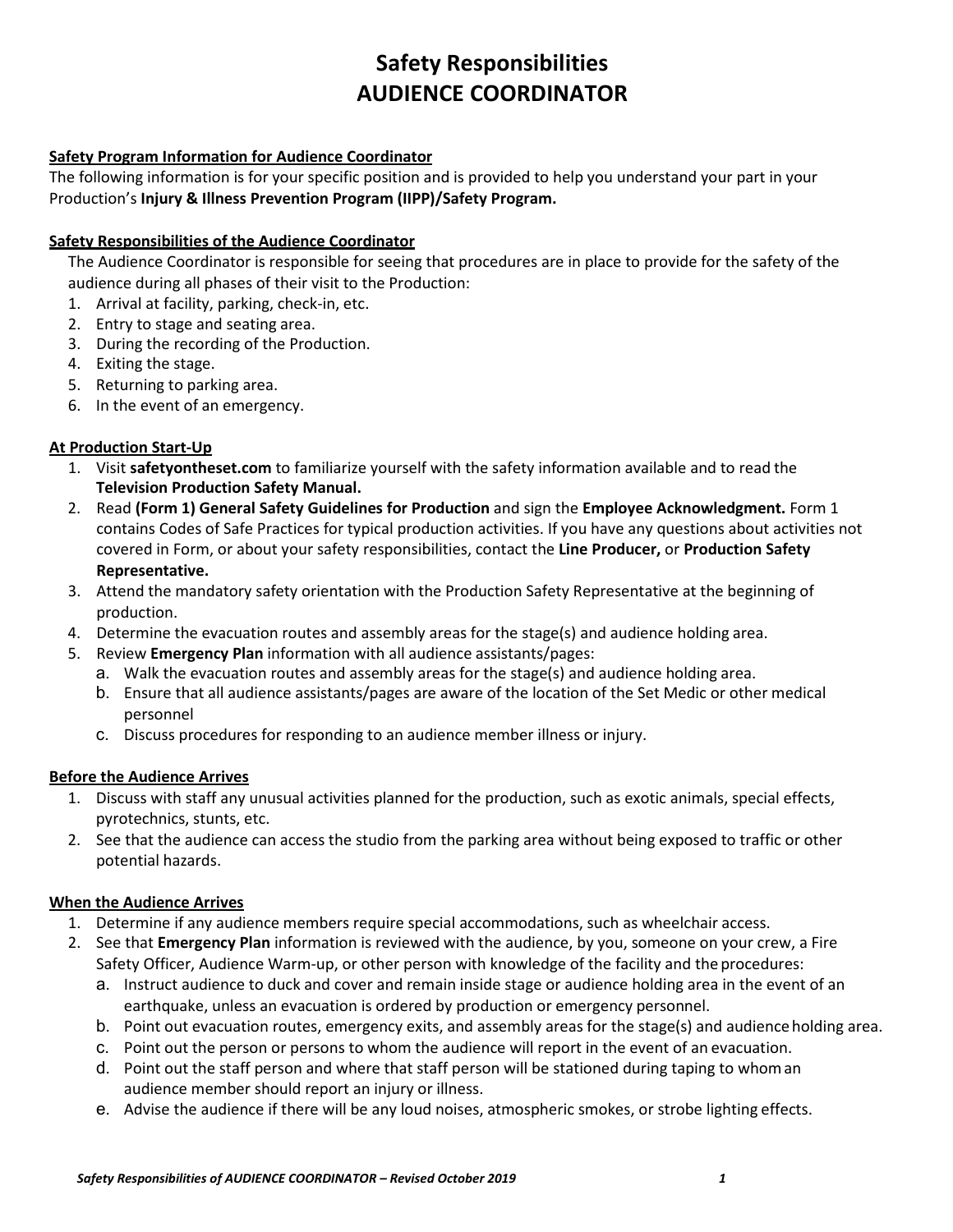# Safety Responsibilities
# AUDIENCE COORDINATOR

**Safety Program Information for Audience Coordinator**

The following information is for your specific position and is provided to help you understand your part in your Production's **Injury & Illness Prevention Program (IIPP)/Safety Program.**

**Safety Responsibilities of the Audience Coordinator**

The Audience Coordinator is responsible for seeing that procedures are in place to provide for the safety of the audience during all phases of their visit to the Production:

1. Arrival at facility, parking, check-in, etc.
2. Entry to stage and seating area.
3. During the recording of the Production.
4. Exiting the stage.
5. Returning to parking area.
6. In the event of an emergency.

**At Production Start-Up**

1. Visit **safetyontheset.com** to familiarize yourself with the safety information available and to read the **Television Production Safety Manual.**
2. Read **(Form 1) General Safety Guidelines for Production** and sign the **Employee Acknowledgment.** Form 1 contains Codes of Safe Practices for typical production activities. If you have any questions about activities not covered in Form, or about your safety responsibilities, contact the **Line Producer,** or **Production Safety Representative.**
3. Attend the mandatory safety orientation with the Production Safety Representative at the beginning of production.
4. Determine the evacuation routes and assembly areas for the stage(s) and audience holding area.
5. Review **Emergency Plan** information with all audience assistants/pages:
   a. Walk the evacuation routes and assembly areas for the stage(s) and audience holding area.
   b. Ensure that all audience assistants/pages are aware of the location of the Set Medic or other medical personnel
   c. Discuss procedures for responding to an audience member illness or injury.

**Before the Audience Arrives**

1. Discuss with staff any unusual activities planned for the production, such as exotic animals, special effects, pyrotechnics, stunts, etc.
2. See that the audience can access the studio from the parking area without being exposed to traffic or other potential hazards.

**When the Audience Arrives**

1. Determine if any audience members require special accommodations, such as wheelchair access.
2. See that **Emergency Plan** information is reviewed with the audience, by you, someone on your crew, a Fire Safety Officer, Audience Warm-up, or other person with knowledge of the facility and the procedures:
   a. Instruct audience to duck and cover and remain inside stage or audience holding area in the event of an earthquake, unless an evacuation is ordered by production or emergency personnel.
   b. Point out evacuation routes, emergency exits, and assembly areas for the stage(s) and audience holding area.
   c. Point out the person or persons to whom the audience will report in the event of an evacuation.
   d. Point out the staff person and where that staff person will be stationed during taping to whom an audience member should report an injury or illness.
   e. Advise the audience if there will be any loud noises, atmospheric smokes, or strobe lighting effects.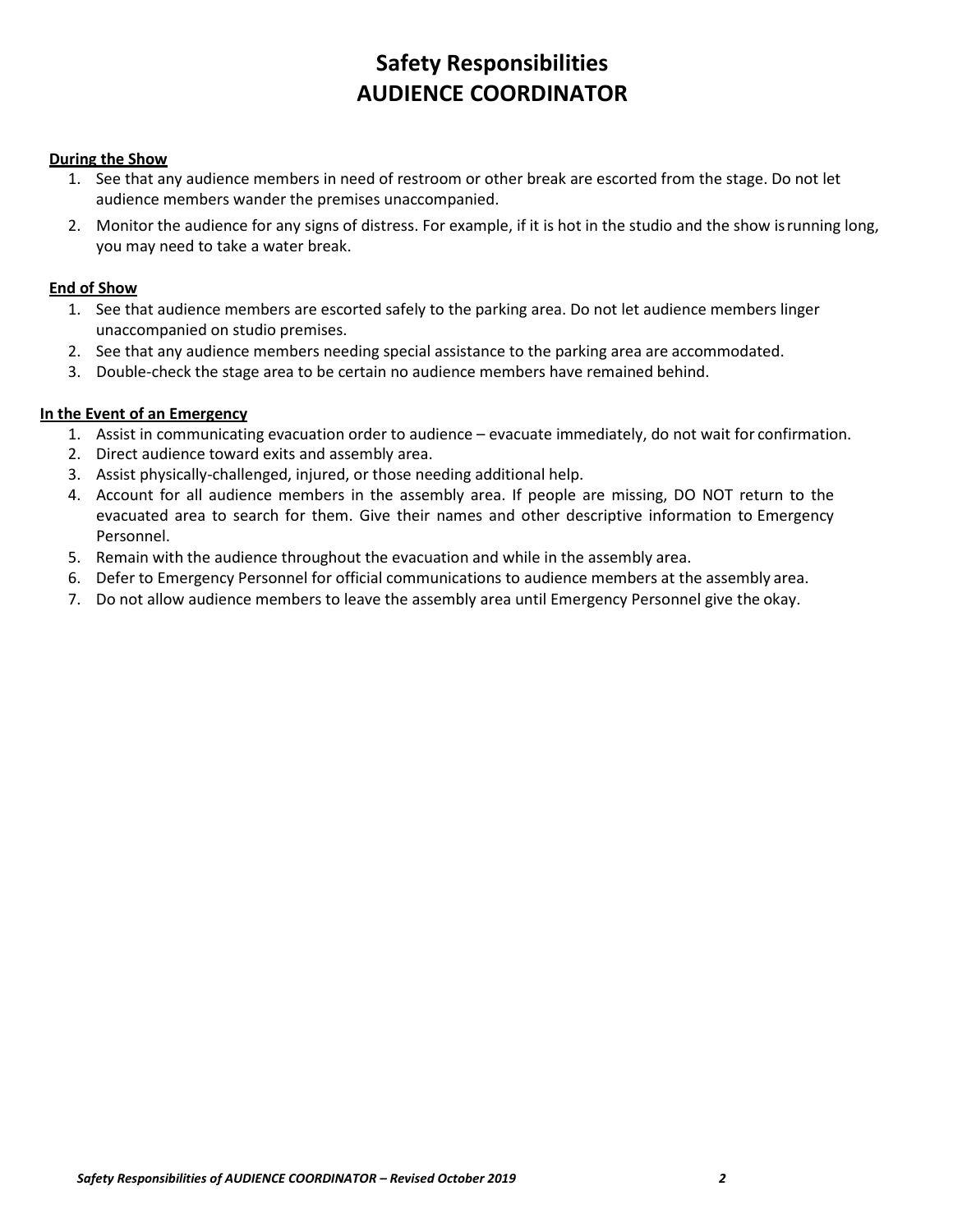# Safety Responsibilities
# AUDIENCE COORDINATOR

**During the Show**

1. See that any audience members in need of restroom or other break are escorted from the stage. Do not let audience members wander the premises unaccompanied.
2. Monitor the audience for any signs of distress. For example, if it is hot in the studio and the show is running long, you may need to take a water break.

**End of Show**

1. See that audience members are escorted safely to the parking area. Do not let audience members linger unaccompanied on studio premises.
2. See that any audience members needing special assistance to the parking area are accommodated.
3. Double-check the stage area to be certain no audience members have remained behind.

**In the Event of an Emergency**

1. Assist in communicating evacuation order to audience – evacuate immediately, do not wait for confirmation.
2. Direct audience toward exits and assembly area.
3. Assist physically-challenged, injured, or those needing additional help.
4. Account for all audience members in the assembly area. If people are missing, DO NOT return to the evacuated area to search for them. Give their names and other descriptive information to Emergency Personnel.
5. Remain with the audience throughout the evacuation and while in the assembly area.
6. Defer to Emergency Personnel for official communications to audience members at the assembly area.
7. Do not allow audience members to leave the assembly area until Emergency Personnel give the okay.